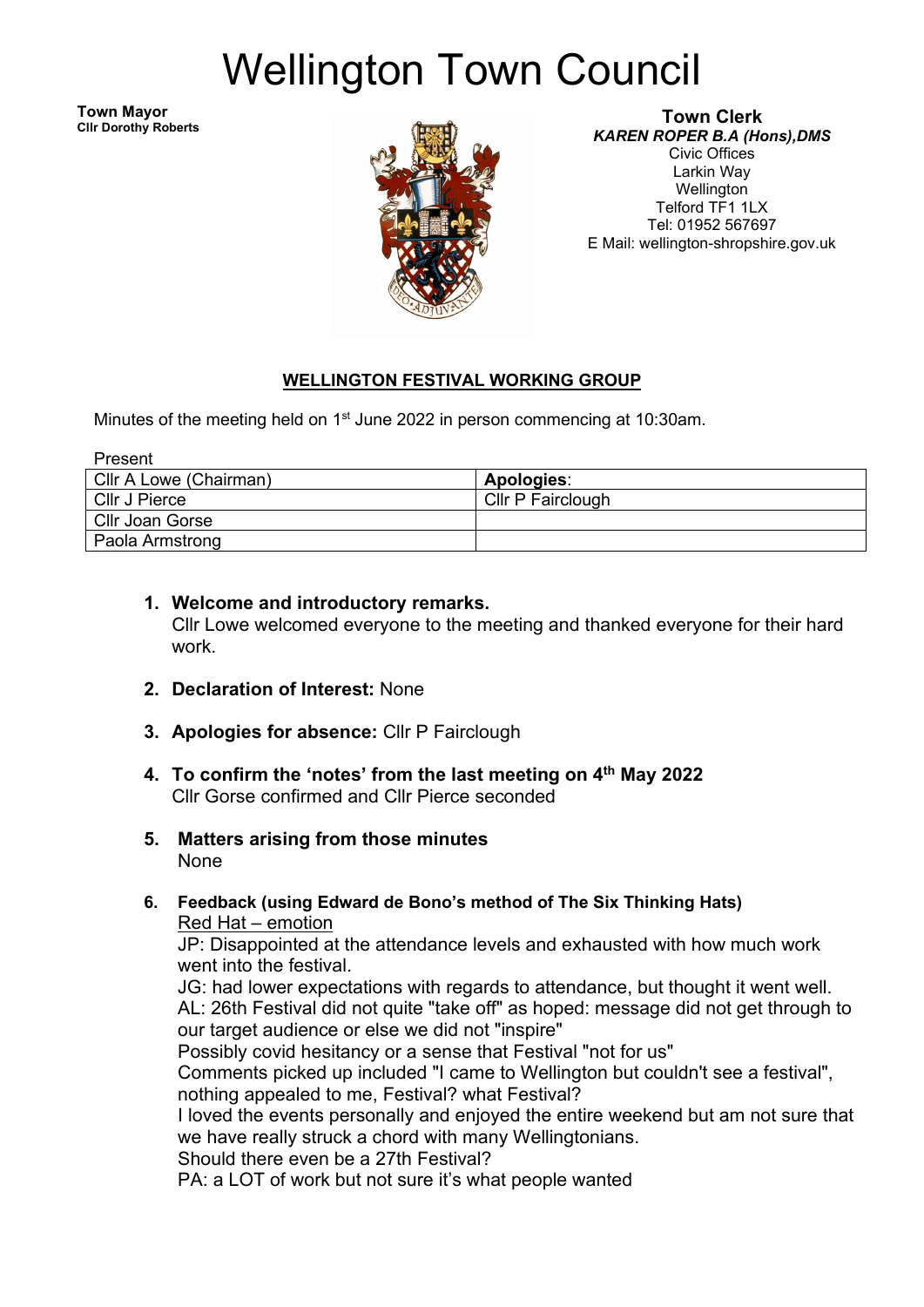# Wellington Town Council

**Town Mayor**
**Cllr Dorothy Roberts**

**Town Clerk**
***KAREN ROPER B.A (Hons),DMS***
Civic Offices
Larkin Way
Wellington
Telford TF1 1LX
Tel: 01952 567697
E Mail: wellington-shropshire.gov.uk

## WELLINGTON FESTIVAL WORKING GROUP

Minutes of the meeting held on 1st June 2022 in person commencing at 10:30am.

Present

| Cllr A Lowe (Chairman) | **Apologies**: |
|---|---|
| Cllr J Pierce | Cllr P Fairclough |
| Cllr Joan Gorse | |
| Paola Armstrong | |

1. **Welcome and introductory remarks.**
   Cllr Lowe welcomed everyone to the meeting and thanked everyone for their hard work.

2. **Declaration of Interest:** None

3. **Apologies for absence:** Cllr P Fairclough

4. **To confirm the 'notes' from the last meeting on 4th May 2022**
   Cllr Gorse confirmed and Cllr Pierce seconded

5. **Matters arising from those minutes**
   None

6. **Feedback (using Edward de Bono's method of The Six Thinking Hats)**
   Red Hat – emotion
   JP: Disappointed at the attendance levels and exhausted with how much work went into the festival.
   JG: had lower expectations with regards to attendance, but thought it went well.
   AL: 26th Festival did not quite "take off" as hoped: message did not get through to our target audience or else we did not "inspire"
   Possibly covid hesitancy or a sense that Festival "not for us"
   Comments picked up included "I came to Wellington but couldn't see a festival", nothing appealed to me, Festival? what Festival?
   I loved the events personally and enjoyed the entire weekend but am not sure that we have really struck a chord with many Wellingtonians.
   Should there even be a 27th Festival?
   PA: a LOT of work but not sure it's what people wanted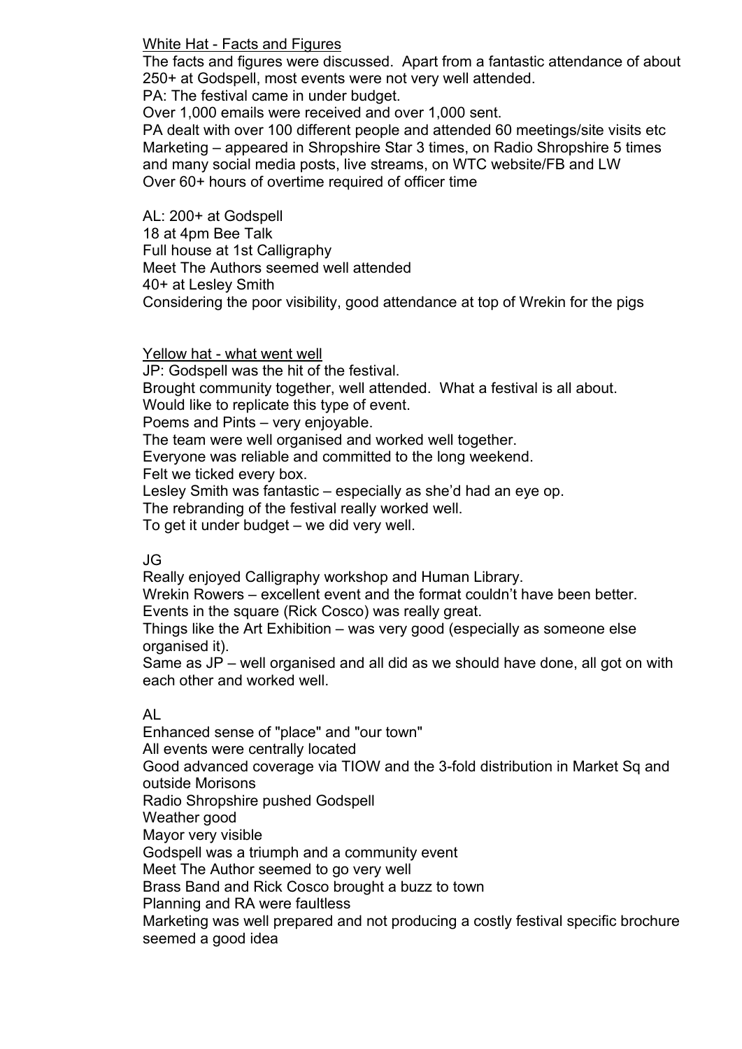<u>White Hat - Facts and Figures</u>

The facts and figures were discussed. Apart from a fantastic attendance of about 250+ at Godspell, most events were not very well attended.
PA: The festival came in under budget.
Over 1,000 emails were received and over 1,000 sent.
PA dealt with over 100 different people and attended 60 meetings/site visits etc
Marketing – appeared in Shropshire Star 3 times, on Radio Shropshire 5 times and many social media posts, live streams, on WTC website/FB and LW
Over 60+ hours of overtime required of officer time

AL: 200+ at Godspell
18 at 4pm Bee Talk
Full house at 1st Calligraphy
Meet The Authors seemed well attended
40+ at Lesley Smith
Considering the poor visibility, good attendance at top of Wrekin for the pigs

<u>Yellow hat - what went well</u>

JP: Godspell was the hit of the festival.
Brought community together, well attended. What a festival is all about.
Would like to replicate this type of event.
Poems and Pints – very enjoyable.
The team were well organised and worked well together.
Everyone was reliable and committed to the long weekend.
Felt we ticked every box.
Lesley Smith was fantastic – especially as she'd had an eye op.
The rebranding of the festival really worked well.
To get it under budget – we did very well.

JG
Really enjoyed Calligraphy workshop and Human Library.
Wrekin Rowers – excellent event and the format couldn't have been better.
Events in the square (Rick Cosco) was really great.
Things like the Art Exhibition – was very good (especially as someone else organised it).
Same as JP – well organised and all did as we should have done, all got on with each other and worked well.

AL
Enhanced sense of "place" and "our town"
All events were centrally located
Good advanced coverage via TIOW and the 3-fold distribution in Market Sq and outside Morisons
Radio Shropshire pushed Godspell
Weather good
Mayor very visible
Godspell was a triumph and a community event
Meet The Author seemed to go very well
Brass Band and Rick Cosco brought a buzz to town
Planning and RA were faultless
Marketing was well prepared and not producing a costly festival specific brochure seemed a good idea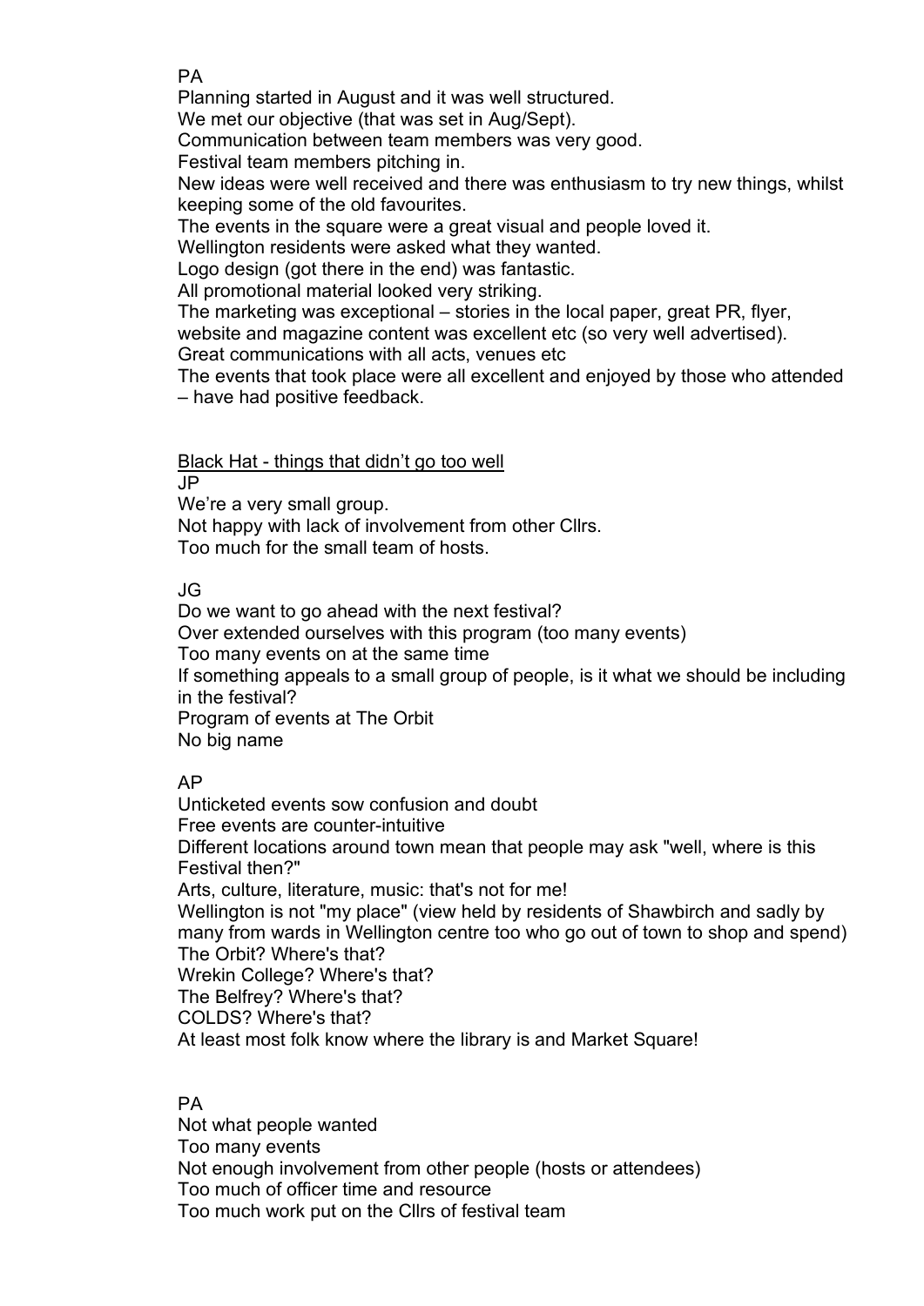PA

Planning started in August and it was well structured.
We met our objective (that was set in Aug/Sept).
Communication between team members was very good.
Festival team members pitching in.
New ideas were well received and there was enthusiasm to try new things, whilst keeping some of the old favourites.
The events in the square were a great visual and people loved it.
Wellington residents were asked what they wanted.
Logo design (got there in the end) was fantastic.
All promotional material looked very striking.
The marketing was exceptional – stories in the local paper, great PR, flyer, website and magazine content was excellent etc (so very well advertised).
Great communications with all acts, venues etc
The events that took place were all excellent and enjoyed by those who attended – have had positive feedback.

<u>Black Hat - things that didn't go too well</u>

JP

We're a very small group.
Not happy with lack of involvement from other Cllrs.
Too much for the small team of hosts.

JG

Do we want to go ahead with the next festival?
Over extended ourselves with this program (too many events)
Too many events on at the same time
If something appeals to a small group of people, is it what we should be including in the festival?
Program of events at The Orbit
No big name

AP

Unticketed events sow confusion and doubt
Free events are counter-intuitive
Different locations around town mean that people may ask "well, where is this Festival then?"
Arts, culture, literature, music: that's not for me!
Wellington is not "my place" (view held by residents of Shawbirch and sadly by many from wards in Wellington centre too who go out of town to shop and spend)
The Orbit? Where's that?
Wrekin College? Where's that?
The Belfrey? Where's that?
COLDS? Where's that?
At least most folk know where the library is and Market Square!

PA

Not what people wanted
Too many events
Not enough involvement from other people (hosts or attendees)
Too much of officer time and resource
Too much work put on the Cllrs of festival team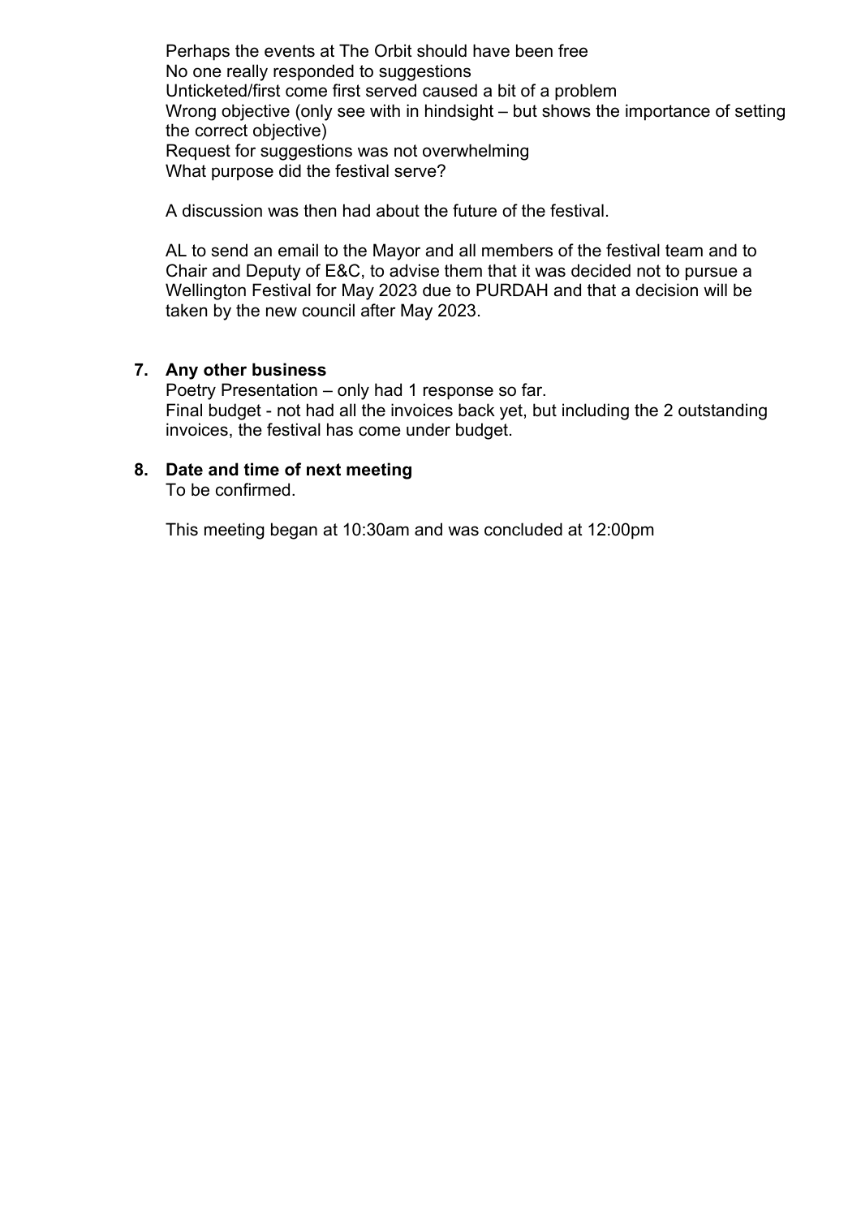Perhaps the events at The Orbit should have been free
No one really responded to suggestions
Unticketed/first come first served caused a bit of a problem
Wrong objective (only see with in hindsight – but shows the importance of setting the correct objective)
Request for suggestions was not overwhelming
What purpose did the festival serve?

A discussion was then had about the future of the festival.

AL to send an email to the Mayor and all members of the festival team and to Chair and Deputy of E&C, to advise them that it was decided not to pursue a Wellington Festival for May 2023 due to PURDAH and that a decision will be taken by the new council after May 2023.

**7. Any other business**

Poetry Presentation – only had 1 response so far.
Final budget - not had all the invoices back yet, but including the 2 outstanding invoices, the festival has come under budget.

**8. Date and time of next meeting**

To be confirmed.

This meeting began at 10:30am and was concluded at 12:00pm